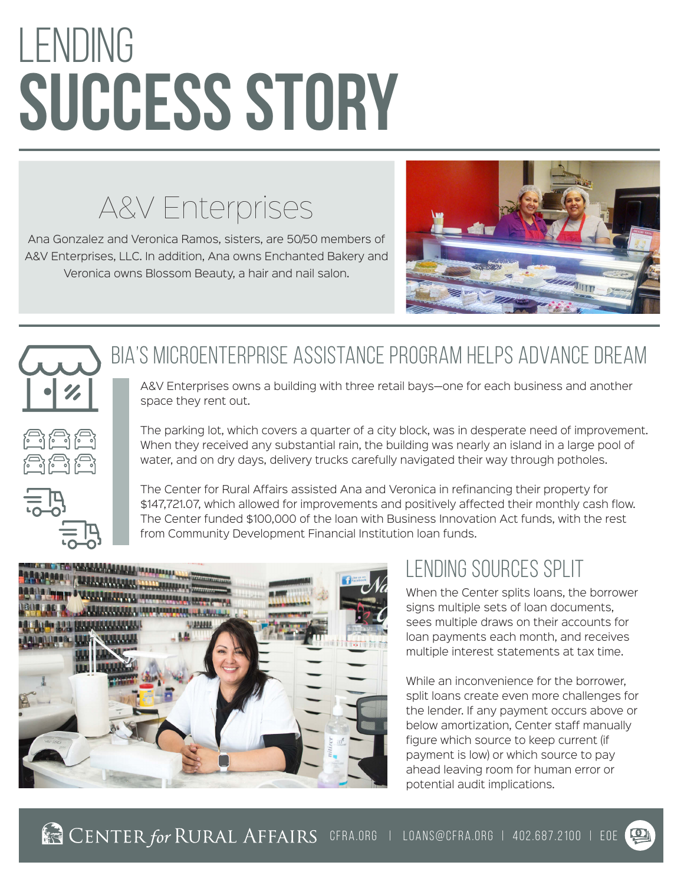# LENDING SUCCESS STORY

## A&V Enterprises

Ana Gonzalez and Veronica Ramos, sisters, are 50/50 members of A&V Enterprises, LLC. In addition, Ana owns Enchanted Bakery and Veronica owns Blossom Beauty, a hair and nail salon.

## BIA'S MICROENTERPRISE ASSISTANCE PROGRAM HELPS ADVANCE DREAM

A&V Enterprises owns a building with three retail bays—one for each business and another space they rent out.

The parking lot, which covers a quarter of a city block, was in desperate need of improvement. When they received any substantial rain, the building was nearly an island in a large pool of water, and on dry days, delivery trucks carefully navigated their way through potholes.

The Center for Rural Affairs assisted Ana and Veronica in refinancing their property for $147,721.07, which allowed for improvements and positively affected their monthly cash flow. The Center funded $100,000 of the loan with Business Innovation Act funds, with the rest from Community Development Financial Institution loan funds.

## LENDING SOURCES SPLIT

When the Center splits loans, the borrower signs multiple sets of loan documents, sees multiple draws on their accounts for loan payments each month, and receives multiple interest statements at tax time.

While an inconvenience for the borrower, split loans create even more challenges for the lender. If any payment occurs above or below amortization, Center staff manually figure which source to keep current (if payment is low) or which source to pay ahead leaving room for human error or potential audit implications.

CENTER *for* RURAL AFFAIRS CFRA.ORG | LOANS@CFRA.ORG | 402.687.2100 | EOE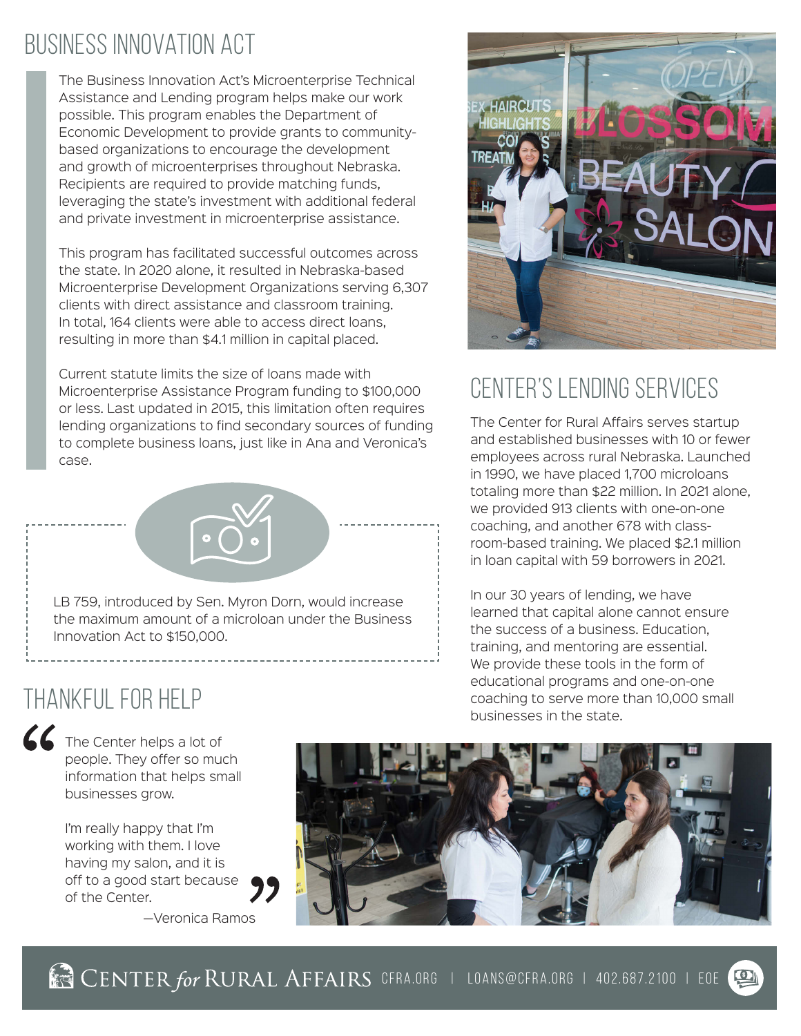## BUSINESS INNOVATION ACT

The Business Innovation Act's Microenterprise Technical Assistance and Lending program helps make our work possible. This program enables the Department of Economic Development to provide grants to community-based organizations to encourage the development and growth of microenterprises throughout Nebraska. Recipients are required to provide matching funds, leveraging the state's investment with additional federal and private investment in microenterprise assistance.

This program has facilitated successful outcomes across the state. In 2020 alone, it resulted in Nebraska-based Microenterprise Development Organizations serving 6,307 clients with direct assistance and classroom training. In total, 164 clients were able to access direct loans, resulting in more than $4.1 million in capital placed.

Current statute limits the size of loans made with Microenterprise Assistance Program funding to $100,000 or less. Last updated in 2015, this limitation often requires lending organizations to find secondary sources of funding to complete business loans, just like in Ana and Veronica's case.

LB 759, introduced by Sen. Myron Dorn, would increase the maximum amount of a microloan under the Business Innovation Act to $150,000.

## CENTER'S LENDING SERVICES

The Center for Rural Affairs serves startup and established businesses with 10 or fewer employees across rural Nebraska. Launched in 1990, we have placed 1,700 microloans totaling more than $22 million. In 2021 alone, we provided 913 clients with one-on-one coaching, and another 678 with classroom-based training. We placed $2.1 million in loan capital with 59 borrowers in 2021.

In our 30 years of lending, we have learned that capital alone cannot ensure the success of a business. Education, training, and mentoring are essential. We provide these tools in the form of educational programs and one-on-one coaching to serve more than 10,000 small businesses in the state.

## THANKFUL FOR HELP

> "The Center helps a lot of people. They offer so much information that helps small businesses grow.
>
> I'm really happy that I'm working with them. I love having my salon, and it is off to a good start because of the Center."
>
> —Veronica Ramos

CENTER *for* RURAL AFFAIRS CFRA.ORG | LOANS@CFRA.ORG | 402.687.2100 | EOE